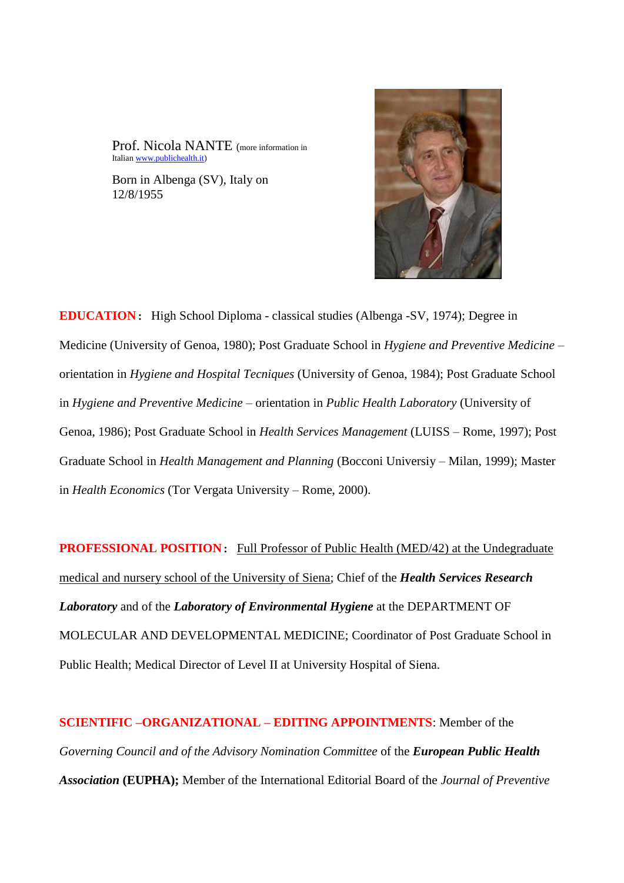Prof. Nicola NANTE (more information in Italian www.publichealth.it)

Born in Albenga (SV), Italy on 12/8/1955

**EDUCATION**: High School Diploma - classical studies (Albenga -SV, 1974); Degree in Medicine (University of Genoa, 1980); Post Graduate School in *Hygiene and Preventive Medicine* – orientation in *Hygiene and Hospital Tecniques* (University of Genoa, 1984); Post Graduate School in *Hygiene and Preventive Medicine* – orientation in *Public Health Laboratory* (University of Genoa, 1986); Post Graduate School in *Health Services Management* (LUISS – Rome, 1997); Post Graduate School in *Health Management and Planning* (Bocconi Universiy – Milan, 1999); Master in *Health Economics* (Tor Vergata University – Rome, 2000).

**PROFESSIONAL POSITION**: Full Professor of Public Health (MED/42) at the Undegraduate medical and nursery school of the University of Siena; Chief of the ***Health Services Research Laboratory*** and of the ***Laboratory of Environmental Hygiene*** at the DEPARTMENT OF MOLECULAR AND DEVELOPMENTAL MEDICINE; Coordinator of Post Graduate School in Public Health; Medical Director of Level II at University Hospital of Siena.

**SCIENTIFIC –ORGANIZATIONAL – EDITING APPOINTMENTS**: Member of the *Governing Council and of the Advisory Nomination Committee* of the ***European Public Health Association*** **(EUPHA);** Member of the International Editorial Board of the *Journal of Preventive*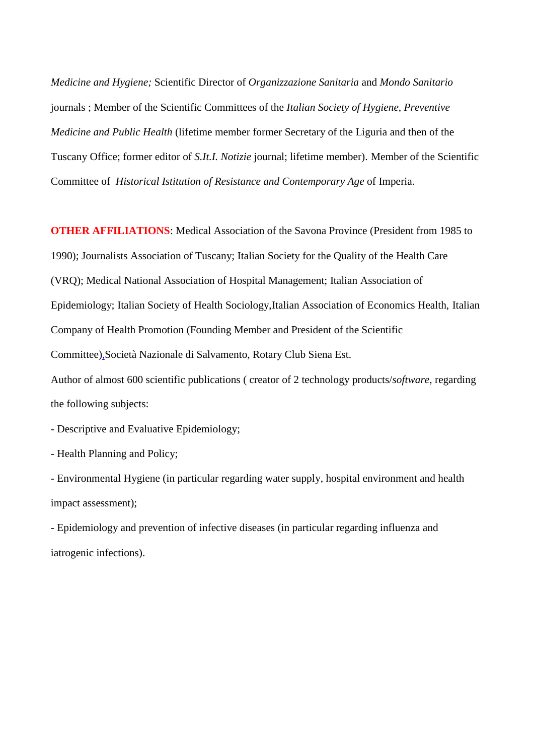*Medicine and Hygiene;* Scientific Director of *Organizzazione Sanitaria* and *Mondo Sanitario* journals ; Member of the Scientific Committees of the *Italian Society of Hygiene, Preventive Medicine and Public Health* (lifetime member former Secretary of the Liguria and then of the Tuscany Office; former editor of *S.It.I. Notizie* journal; lifetime member). Member of the Scientific Committee of *Historical Istitution of Resistance and Contemporary Age* of Imperia.

**OTHER AFFILIATIONS**: Medical Association of the Savona Province (President from 1985 to 1990); Journalists Association of Tuscany; Italian Society for the Quality of the Health Care (VRQ); Medical National Association of Hospital Management; Italian Association of Epidemiology; Italian Society of Health Sociology,Italian Association of Economics Health, Italian Company of Health Promotion (Founding Member and President of the Scientific Committee),Società Nazionale di Salvamento, Rotary Club Siena Est.

Author of almost 600 scientific publications ( creator of 2 technology products/*software*, regarding the following subjects:

- Descriptive and Evaluative Epidemiology;
- Health Planning and Policy;
- Environmental Hygiene (in particular regarding water supply, hospital environment and health impact assessment);
- Epidemiology and prevention of infective diseases (in particular regarding influenza and iatrogenic infections).